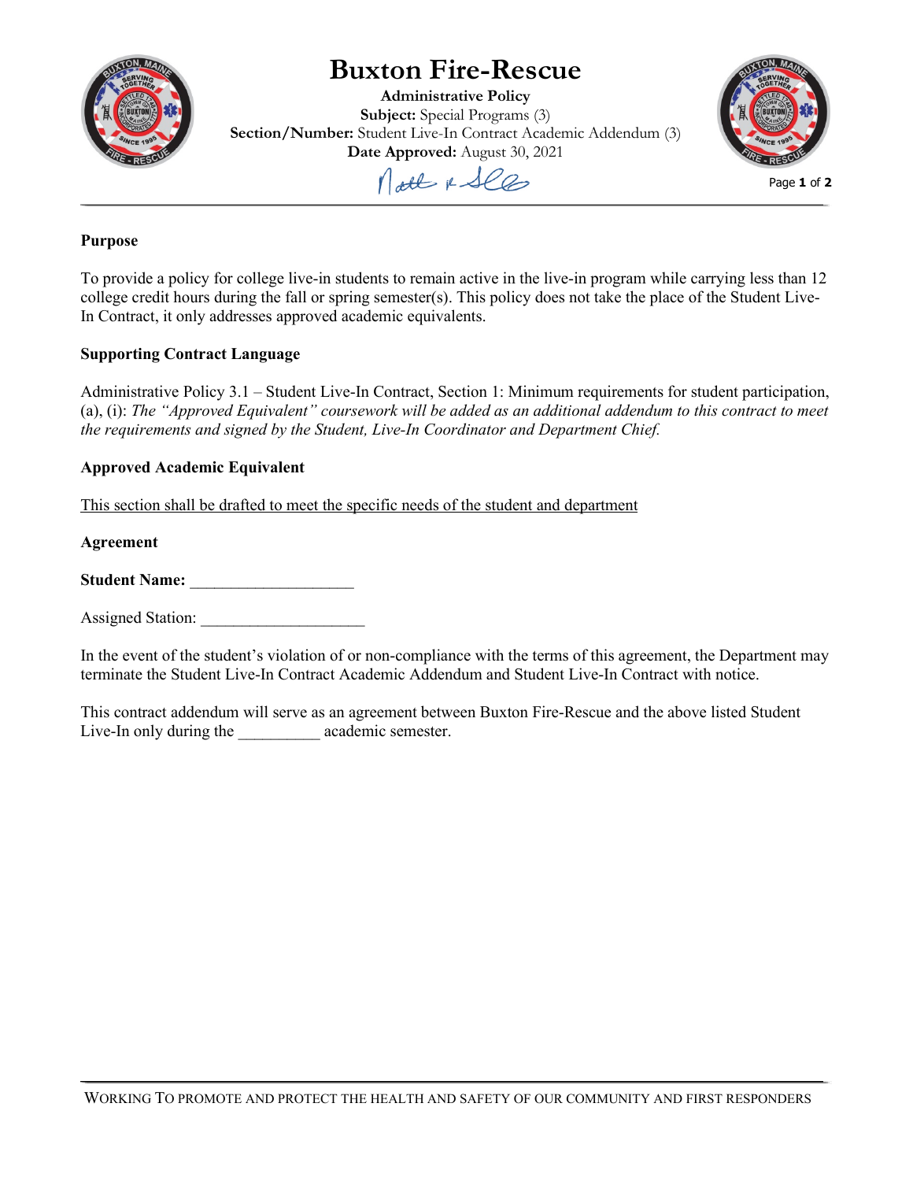# Buxton Fire-Rescue

**Administrative Policy**
**Subject:** Special Programs (3)
**Section/Number:** Student Live-In Contract Academic Addendum (3)
**Date Approved:** August 30, 2021

**Purpose**

To provide a policy for college live-in students to remain active in the live-in program while carrying less than 12 college credit hours during the fall or spring semester(s). This policy does not take the place of the Student Live-In Contract, it only addresses approved academic equivalents.

**Supporting Contract Language**

Administrative Policy 3.1 – Student Live-In Contract, Section 1: Minimum requirements for student participation, (a), (i): *The "Approved Equivalent" coursework will be added as an additional addendum to this contract to meet the requirements and signed by the Student, Live-In Coordinator and Department Chief.*

**Approved Academic Equivalent**

<u>This section shall be drafted to meet the specific needs of the student and department</u>

**Agreement**

**Student Name:** ____________________

Assigned Station: ____________________

In the event of the student's violation of or non-compliance with the terms of this agreement, the Department may terminate the Student Live-In Contract Academic Addendum and Student Live-In Contract with notice.

This contract addendum will serve as an agreement between Buxton Fire-Rescue and the above listed Student Live-In only during the __________ academic semester.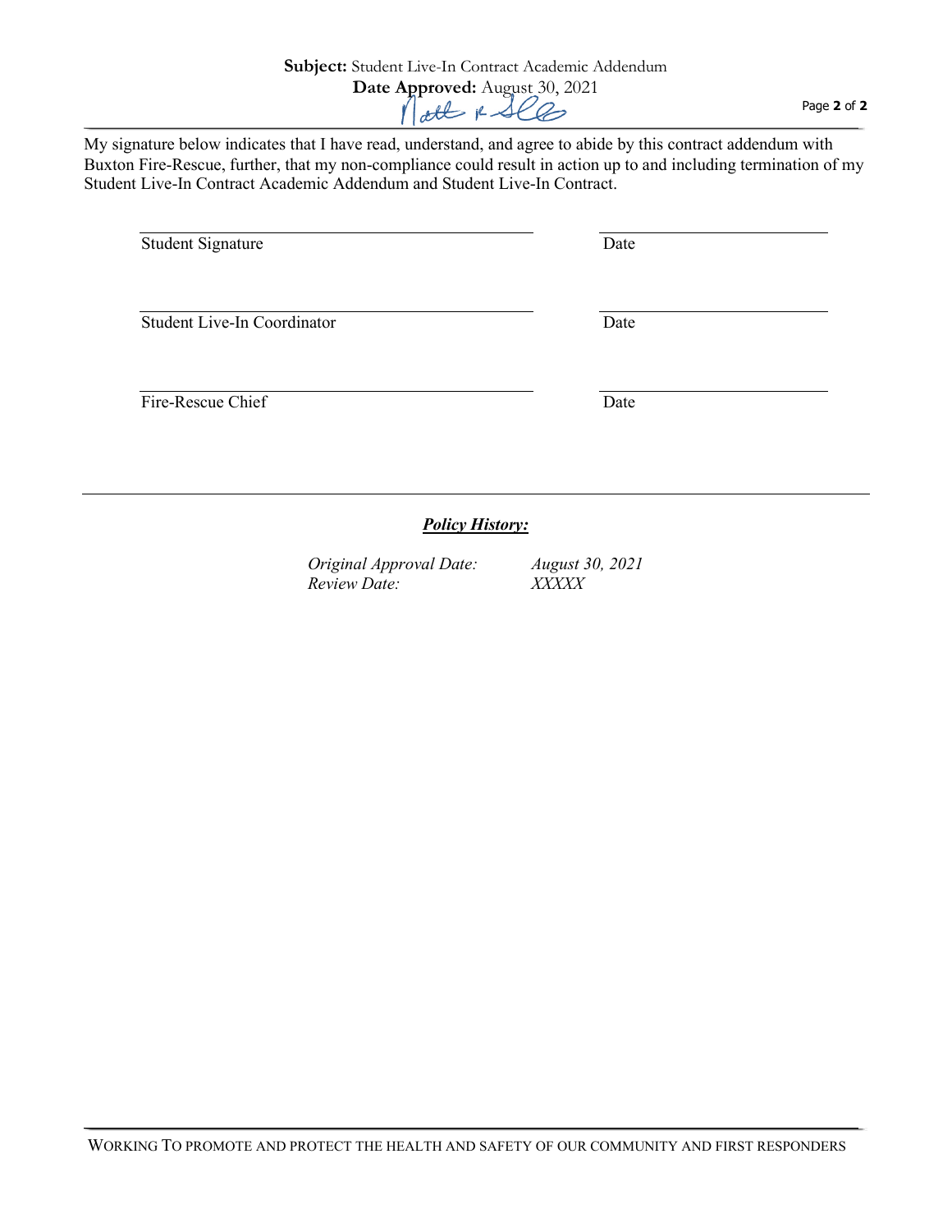My signature below indicates that I have read, understand, and agree to abide by this contract addendum with Buxton Fire-Rescue, further, that my non-compliance could result in action up to and including termination of my Student Live-In Contract Academic Addendum and Student Live-In Contract.

| | |
|---|---|
| Student Signature | Date |
| Student Live-In Coordinator | Date |
| Fire-Rescue Chief | Date |

***Policy History:***

| | |
|---|---|
| *Original Approval Date:* | *August 30, 2021* |
| *Review Date:* | *XXXXX* |